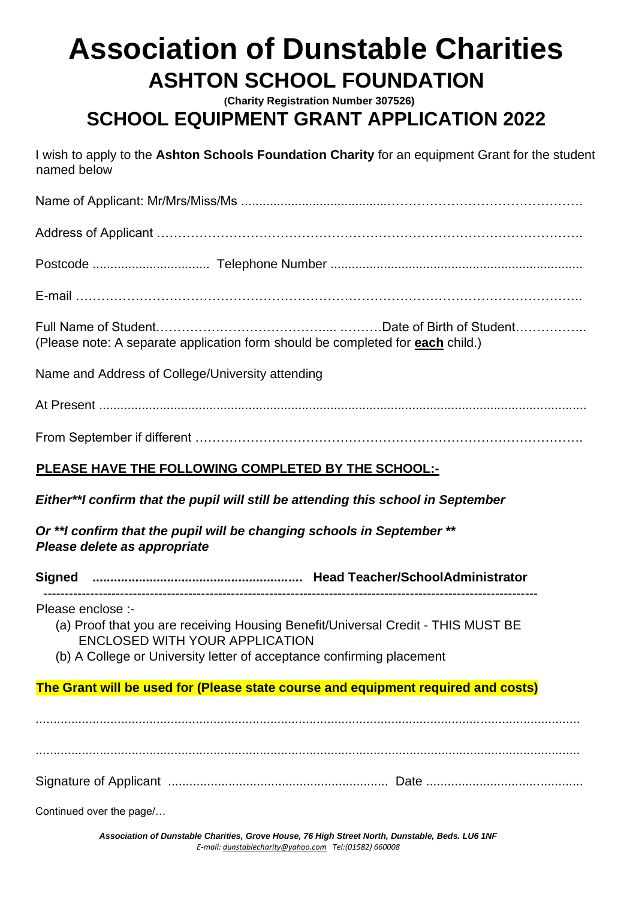# Association of Dunstable Charities

## ASHTON SCHOOL FOUNDATION

**(Charity Registration Number 307526)**

## SCHOOL EQUIPMENT GRANT APPLICATION 2022

I wish to apply to the **Ashton Schools Foundation Charity** for an equipment Grant for the student named below

Name of Applicant: Mr/Mrs/Miss/Ms ..........................................................................................

Address of Applicant ..........................................................................................

Postcode ................................ Telephone Number ......................................................................

E-mail ..........................................................................................

Full Name of Student.......................................... ..........Date of Birth of Student................
(Please note: A separate application form should be completed for **each** child.)

Name and Address of College/University attending

At Present ..........................................................................................

From September if different ..........................................................................................

**PLEASE HAVE THE FOLLOWING COMPLETED BY THE SCHOOL:-**

***Either\*\*I confirm that the pupil will still be attending this school in September***

***Or \*\*I confirm that the pupil will be changing schools in September \*\****
***Please delete as appropriate***

**Signed .......................................................... Head Teacher/SchoolAdministrator**

---

Please enclose :-

(a) Proof that you are receiving Housing Benefit/Universal Credit - THIS MUST BE ENCLOSED WITH YOUR APPLICATION
(b) A College or University letter of acceptance confirming placement

**The Grant will be used for (Please state course and equipment required and costs)**

..........................................................................................

..........................................................................................

Signature of Applicant ............................................................ Date ............................................

Continued over the page/…

*Association of Dunstable Charities, Grove House, 76 High Street North, Dunstable, Beds. LU6 1NF*
*E-mail: dunstablecharity@yahoo.com Tel:(01582) 660008*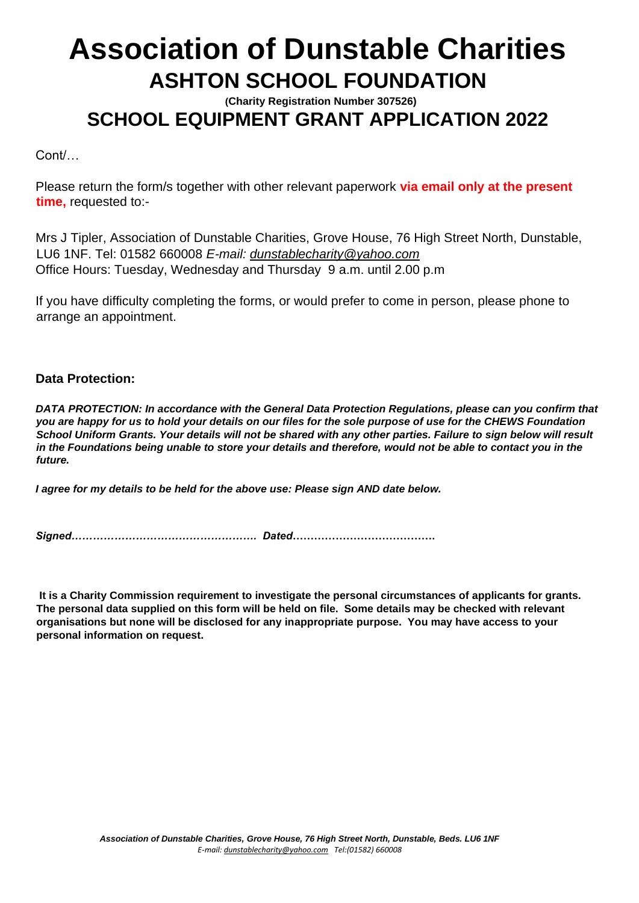# Association of Dunstable Charities

## ASHTON SCHOOL FOUNDATION

**(Charity Registration Number 307526)**

## SCHOOL EQUIPMENT GRANT APPLICATION 2022

Cont/…

Please return the form/s together with other relevant paperwork **via email only at the present time,** requested to:-

Mrs J Tipler, Association of Dunstable Charities, Grove House, 76 High Street North, Dunstable, LU6 1NF. Tel: 01582 660008 *E-mail: dunstablecharity@yahoo.com*
Office Hours: Tuesday, Wednesday and Thursday 9 a.m. until 2.00 p.m

If you have difficulty completing the forms, or would prefer to come in person, please phone to arrange an appointment.

**Data Protection:**

***DATA PROTECTION: In accordance with the General Data Protection Regulations, please can you confirm that you are happy for us to hold your details on our files for the sole purpose of use for the CHEWS Foundation School Uniform Grants. Your details will not be shared with any other parties. Failure to sign below will result in the Foundations being unable to store your details and therefore, would not be able to contact you in the future.***

***I agree for my details to be held for the above use: Please sign AND date below.***

***Signed……………………………………………. Dated………………………………….***

**It is a Charity Commission requirement to investigate the personal circumstances of applicants for grants. The personal data supplied on this form will be held on file. Some details may be checked with relevant organisations but none will be disclosed for any inappropriate purpose. You may have access to your personal information on request.**